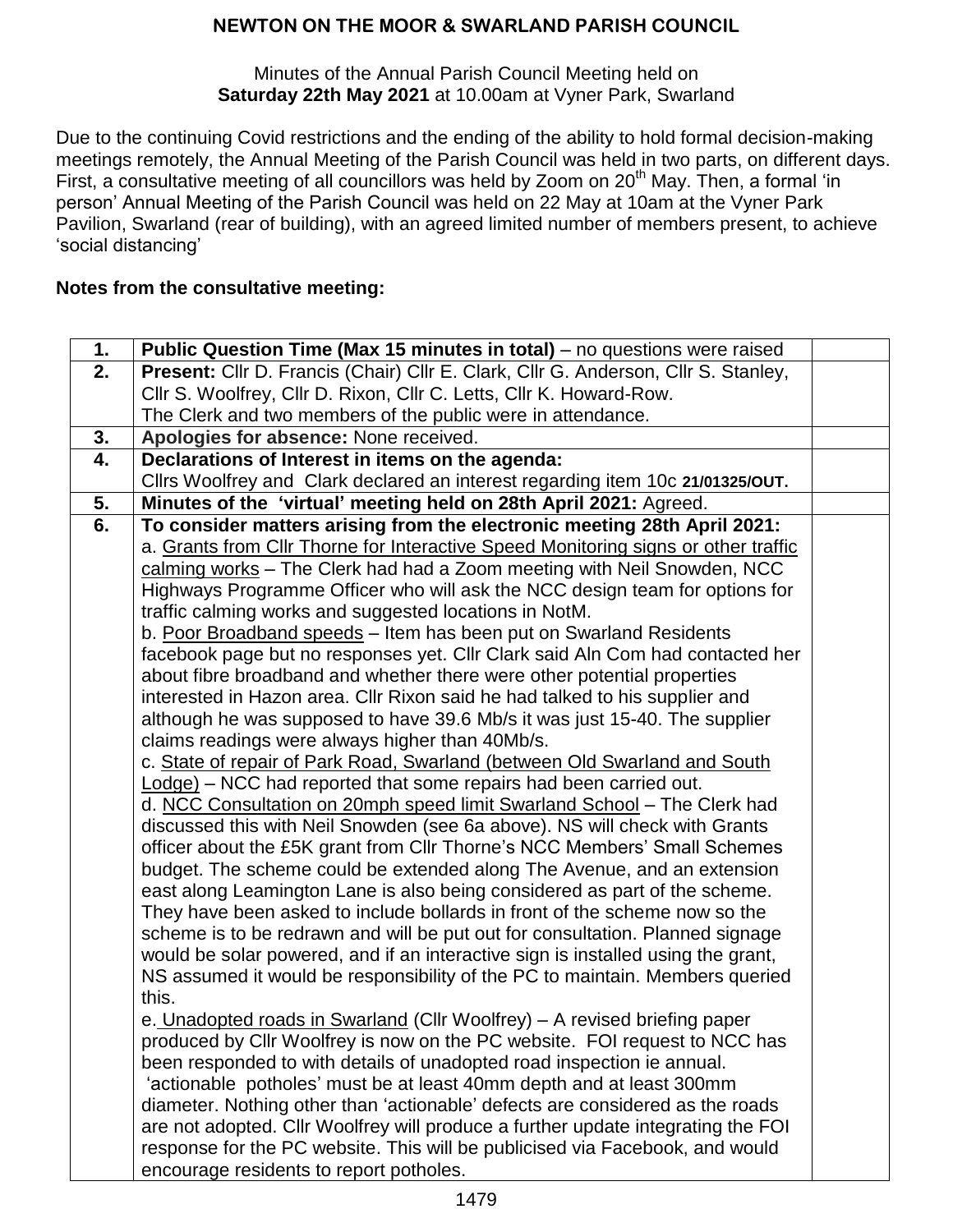## NEWTON ON THE MOOR & SWARLAND PARISH COUNCIL

Minutes of the Annual Parish Council Meeting held on
**Saturday 22th May 2021** at 10.00am at Vyner Park, Swarland

Due to the continuing Covid restrictions and the ending of the ability to hold formal decision-making meetings remotely, the Annual Meeting of the Parish Council was held in two parts, on different days. First, a consultative meeting of all councillors was held by Zoom on 20th May. Then, a formal 'in person' Annual Meeting of the Parish Council was held on 22 May at 10am at the Vyner Park Pavilion, Swarland (rear of building), with an agreed limited number of members present, to achieve 'social distancing'

**Notes from the consultative meeting:**

| | | |
|---|---|---|
| **1.** | **Public Question Time (Max 15 minutes in total)** – no questions were raised | |
| **2.** | **Present:** Cllr D. Francis (Chair) Cllr E. Clark, Cllr G. Anderson, Cllr S. Stanley, Cllr S. Woolfrey, Cllr D. Rixon, Cllr C. Letts, Cllr K. Howard-Row.<br>The Clerk and two members of the public were in attendance. | |
| **3.** | **Apologies for absence:** None received. | |
| **4.** | **Declarations of Interest in items on the agenda:**<br>Cllrs Woolfrey and Clark declared an interest regarding item 10c **21/01325/OUT.** | |
| **5.** | **Minutes of the 'virtual' meeting held on 28th April 2021:** Agreed. | |
| **6.** | **To consider matters arising from the electronic meeting 28th April 2021:**<br>a. Grants from Cllr Thorne for Interactive Speed Monitoring signs or other traffic calming works – The Clerk had had a Zoom meeting with Neil Snowden, NCC Highways Programme Officer who will ask the NCC design team for options for traffic calming works and suggested locations in NotM.<br>b. Poor Broadband speeds – Item has been put on Swarland Residents facebook page but no responses yet. Cllr Clark said Aln Com had contacted her about fibre broadband and whether there were other potential properties interested in Hazon area. Cllr Rixon said he had talked to his supplier and although he was supposed to have 39.6 Mb/s it was just 15-40. The supplier claims readings were always higher than 40Mb/s.<br>c. State of repair of Park Road, Swarland (between Old Swarland and South Lodge) – NCC had reported that some repairs had been carried out.<br>d. NCC Consultation on 20mph speed limit Swarland School – The Clerk had discussed this with Neil Snowden (see 6a above). NS will check with Grants officer about the £5K grant from Cllr Thorne's NCC Members' Small Schemes budget. The scheme could be extended along The Avenue, and an extension east along Leamington Lane is also being considered as part of the scheme. They have been asked to include bollards in front of the scheme now so the scheme is to be redrawn and will be put out for consultation. Planned signage would be solar powered, and if an interactive sign is installed using the grant, NS assumed it would be responsibility of the PC to maintain. Members queried this.<br>e. Unadopted roads in Swarland (Cllr Woolfrey) – A revised briefing paper produced by Cllr Woolfrey is now on the PC website. FOI request to NCC has been responded to with details of unadopted road inspection ie annual. 'actionable potholes' must be at least 40mm depth and at least 300mm diameter. Nothing other than 'actionable' defects are considered as the roads are not adopted. Cllr Woolfrey will produce a further update integrating the FOI response for the PC website. This will be publicised via Facebook, and would encourage residents to report potholes. | |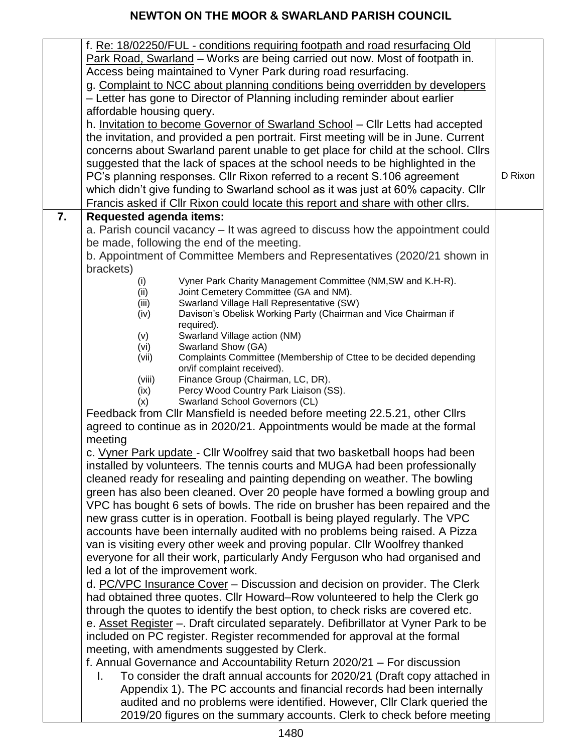| | | |
|---|---|---|
| | f. <u>Re: 18/02250/FUL - conditions requiring footpath and road resurfacing Old Park Road, Swarland</u> – Works are being carried out now. Most of footpath in. Access being maintained to Vyner Park during road resurfacing.<br>g. <u>Complaint to NCC about planning conditions being overridden by developers</u> – Letter has gone to Director of Planning including reminder about earlier affordable housing query.<br>h. <u>Invitation to become Governor of Swarland School</u> – Cllr Letts had accepted the invitation, and provided a pen portrait. First meeting will be in June. Current concerns about Swarland parent unable to get place for child at the school. Cllrs suggested that the lack of spaces at the school needs to be highlighted in the PC's planning responses. Cllr Rixon referred to a recent S.106 agreement which didn't give funding to Swarland school as it was just at 60% capacity. Cllr Francis asked if Cllr Rixon could locate this report and share with other cllrs. | D Rixon |
| **7.** | **Requested agenda items:**<br>a. Parish council vacancy – It was agreed to discuss how the appointment could be made, following the end of the meeting.<br>b. Appointment of Committee Members and Representatives (2020/21 shown in brackets)<br>(i) Vyner Park Charity Management Committee (NM,SW and K.H-R).<br>(ii) Joint Cemetery Committee (GA and NM).<br>(iii) Swarland Village Hall Representative (SW)<br>(iv) Davison's Obelisk Working Party (Chairman and Vice Chairman if required).<br>(v) Swarland Village action (NM)<br>(vi) Swarland Show (GA)<br>(vii) Complaints Committee (Membership of Cttee to be decided depending on/if complaint received).<br>(viii) Finance Group (Chairman, LC, DR).<br>(ix) Percy Wood Country Park Liaison (SS).<br>(x) Swarland School Governors (CL)<br>Feedback from Cllr Mansfield is needed before meeting 22.5.21, other Cllrs agreed to continue as in 2020/21. Appointments would be made at the formal meeting<br>c. <u>Vyner Park update</u> - Cllr Woolfrey said that two basketball hoops had been installed by volunteers. The tennis courts and MUGA had been professionally cleaned ready for resealing and painting depending on weather. The bowling green has also been cleaned. Over 20 people have formed a bowling group and VPC has bought 6 sets of bowls. The ride on brusher has been repaired and the new grass cutter is in operation. Football is being played regularly. The VPC accounts have been internally audited with no problems being raised. A Pizza van is visiting every other week and proving popular. Cllr Woolfrey thanked everyone for all their work, particularly Andy Ferguson who had organised and led a lot of the improvement work.<br>d. <u>PC/VPC Insurance Cover</u> – Discussion and decision on provider. The Clerk had obtained three quotes. Cllr Howard–Row volunteered to help the Clerk go through the quotes to identify the best option, to check risks are covered etc.<br>e. <u>Asset Register</u> –. Draft circulated separately. Defibrillator at Vyner Park to be included on PC register. Register recommended for approval at the formal meeting, with amendments suggested by Clerk.<br>f. Annual Governance and Accountability Return 2020/21 – For discussion<br>I. To consider the draft annual accounts for 2020/21 (Draft copy attached in Appendix 1). The PC accounts and financial records had been internally audited and no problems were identified. However, Cllr Clark queried the 2019/20 figures on the summary accounts. Clerk to check before meeting | |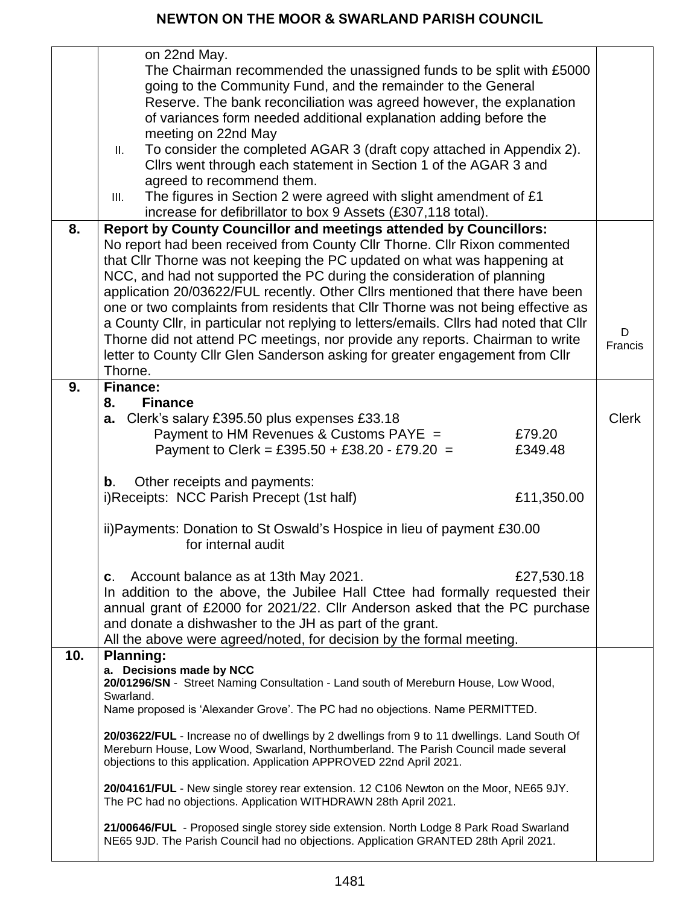| | | |
|---|---|---|
| | on 22nd May.<br>The Chairman recommended the unassigned funds to be split with £5000 going to the Community Fund, and the remainder to the General Reserve. The bank reconciliation was agreed however, the explanation of variances form needed additional explanation adding before the meeting on 22nd May<br>II. To consider the completed AGAR 3 (draft copy attached in Appendix 2). Cllrs went through each statement in Section 1 of the AGAR 3 and agreed to recommend them.<br>III. The figures in Section 2 were agreed with slight amendment of £1 increase for defibrillator to box 9 Assets (£307,118 total). | |
| **8.** | **Report by County Councillor and meetings attended by Councillors:**<br>No report had been received from County Cllr Thorne. Cllr Rixon commented that Cllr Thorne was not keeping the PC updated on what was happening at NCC, and had not supported the PC during the consideration of planning application 20/03622/FUL recently. Other Cllrs mentioned that there have been one or two complaints from residents that Cllr Thorne was not being effective as a County Cllr, in particular not replying to letters/emails. Cllrs had noted that Cllr Thorne did not attend PC meetings, nor provide any reports. Chairman to write letter to County Cllr Glen Sanderson asking for greater engagement from Cllr Thorne. | D Francis |
| **9.** | **Finance:**<br>**8. Finance**<br>**a.** Clerk's salary £395.50 plus expenses £33.18<br>Payment to HM Revenues & Customs PAYE = £79.20<br>Payment to Clerk = £395.50 + £38.20 - £79.20 = £349.48<br><br>**b**. Other receipts and payments:<br>i)Receipts: NCC Parish Precept (1st half) £11,350.00<br><br>ii)Payments: Donation to St Oswald's Hospice in lieu of payment £30.00 for internal audit<br><br>**c**. Account balance as at 13th May 2021. £27,530.18<br>In addition to the above, the Jubilee Hall Cttee had formally requested their annual grant of £2000 for 2021/22. Cllr Anderson asked that the PC purchase and donate a dishwasher to the JH as part of the grant.<br>All the above were agreed/noted, for decision by the formal meeting. | Clerk |
| **10.** | **Planning:**<br>**a. Decisions made by NCC**<br>**20/01296/SN** - Street Naming Consultation - Land south of Mereburn House, Low Wood, Swarland.<br>Name proposed is 'Alexander Grove'. The PC had no objections. Name PERMITTED.<br><br>**20/03622/FUL** - Increase no of dwellings by 2 dwellings from 9 to 11 dwellings. Land South Of Mereburn House, Low Wood, Swarland, Northumberland. The Parish Council made several objections to this application. Application APPROVED 22nd April 2021.<br><br>**20/04161/FUL** - New single storey rear extension. 12 C106 Newton on the Moor, NE65 9JY. The PC had no objections. Application WITHDRAWN 28th April 2021.<br><br>**21/00646/FUL** - Proposed single storey side extension. North Lodge 8 Park Road Swarland NE65 9JD. The Parish Council had no objections. Application GRANTED 28th April 2021. | |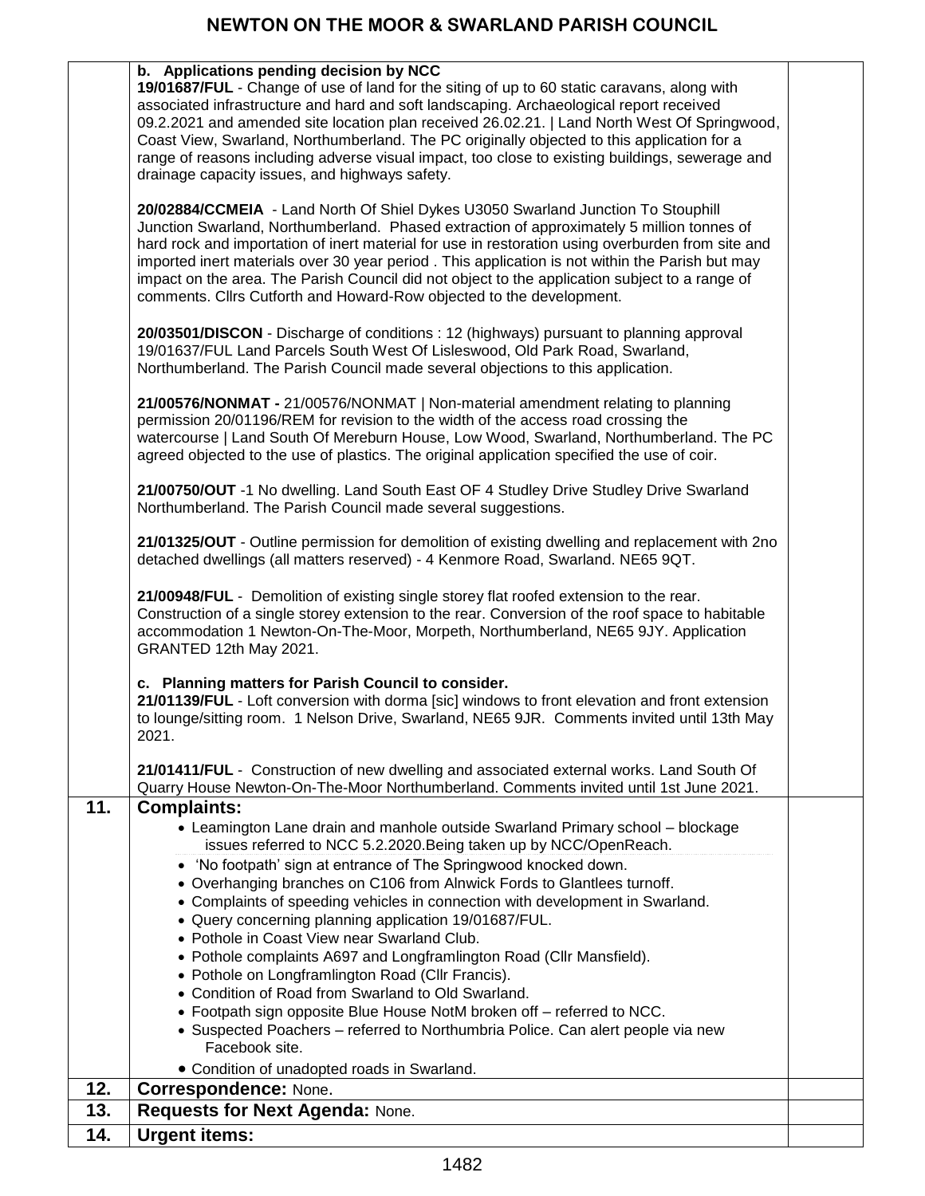# NEWTON ON THE MOOR & SWARLAND PARISH COUNCIL

| | | |
|---|---|---|
| | **b. Applications pending decision by NCC**<br>**19/01687/FUL** - Change of use of land for the siting of up to 60 static caravans, along with associated infrastructure and hard and soft landscaping. Archaeological report received 09.2.2021 and amended site location plan received 26.02.21. \| Land North West Of Springwood, Coast View, Swarland, Northumberland. The PC originally objected to this application for a range of reasons including adverse visual impact, too close to existing buildings, sewerage and drainage capacity issues, and highways safety.<br><br>**20/02884/CCMEIA** - Land North Of Shiel Dykes U3050 Swarland Junction To Stouphill Junction Swarland, Northumberland. Phased extraction of approximately 5 million tonnes of hard rock and importation of inert material for use in restoration using overburden from site and imported inert materials over 30 year period . This application is not within the Parish but may impact on the area. The Parish Council did not object to the application subject to a range of comments. Cllrs Cutforth and Howard-Row objected to the development.<br><br>**20/03501/DISCON** - Discharge of conditions : 12 (highways) pursuant to planning approval 19/01637/FUL Land Parcels South West Of Lisleswood, Old Park Road, Swarland, Northumberland. The Parish Council made several objections to this application.<br><br>**21/00576/NONMAT -** 21/00576/NONMAT \| Non-material amendment relating to planning permission 20/01196/REM for revision to the width of the access road crossing the watercourse \| Land South Of Mereburn House, Low Wood, Swarland, Northumberland. The PC agreed objected to the use of plastics. The original application specified the use of coir.<br><br>**21/00750/OUT** -1 No dwelling. Land South East OF 4 Studley Drive Studley Drive Swarland Northumberland. The Parish Council made several suggestions.<br><br>**21/01325/OUT** - Outline permission for demolition of existing dwelling and replacement with 2no detached dwellings (all matters reserved) - 4 Kenmore Road, Swarland. NE65 9QT.<br><br>**21/00948/FUL** - Demolition of existing single storey flat roofed extension to the rear. Construction of a single storey extension to the rear. Conversion of the roof space to habitable accommodation 1 Newton-On-The-Moor, Morpeth, Northumberland, NE65 9JY. Application GRANTED 12th May 2021.<br><br>**c. Planning matters for Parish Council to consider.**<br>**21/01139/FUL** - Loft conversion with dorma [sic] windows to front elevation and front extension to lounge/sitting room. 1 Nelson Drive, Swarland, NE65 9JR. Comments invited until 13th May 2021.<br><br>**21/01411/FUL** - Construction of new dwelling and associated external works. Land South Of Quarry House Newton-On-The-Moor Northumberland. Comments invited until 1st June 2021. | |
| **11.** | **Complaints:**<br>• Leamington Lane drain and manhole outside Swarland Primary school – blockage issues referred to NCC 5.2.2020.Being taken up by NCC/OpenReach.<br>• 'No footpath' sign at entrance of The Springwood knocked down.<br>• Overhanging branches on C106 from Alnwick Fords to Glantlees turnoff.<br>• Complaints of speeding vehicles in connection with development in Swarland.<br>• Query concerning planning application 19/01687/FUL.<br>• Pothole in Coast View near Swarland Club.<br>• Pothole complaints A697 and Longframlington Road (Cllr Mansfield).<br>• Pothole on Longframlington Road (Cllr Francis).<br>• Condition of Road from Swarland to Old Swarland.<br>• Footpath sign opposite Blue House NotM broken off – referred to NCC.<br>• Suspected Poachers – referred to Northumbria Police. Can alert people via new Facebook site.<br>• Condition of unadopted roads in Swarland. | |
| **12.** | **Correspondence:** None. | |
| **13.** | **Requests for Next Agenda:** None. | |
| **14.** | **Urgent items:** | |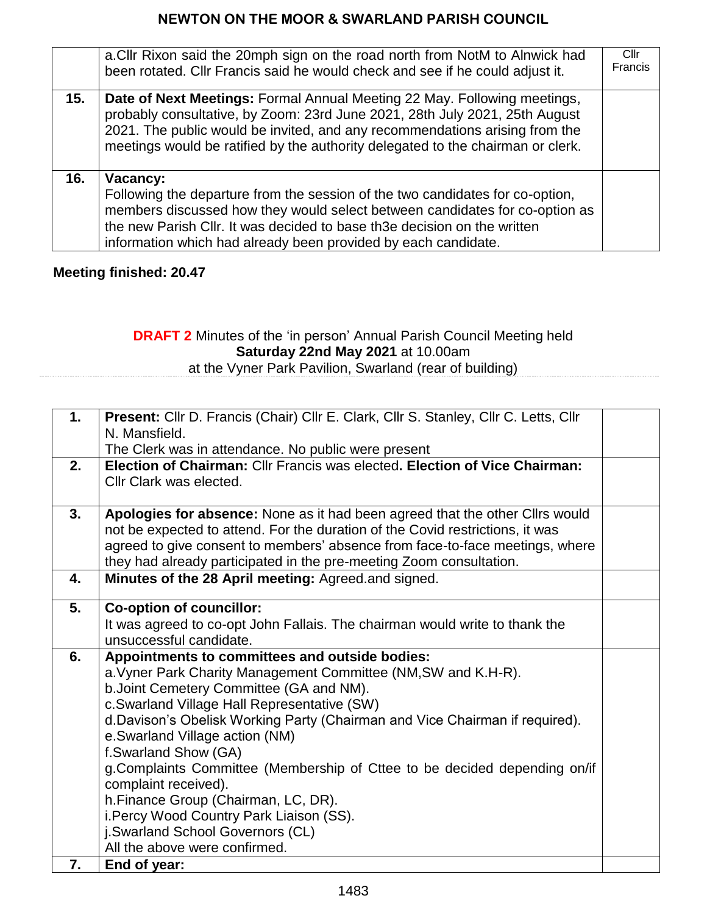| | | |
|---|---|---|
| | a.Cllr Rixon said the 20mph sign on the road north from NotM to Alnwick had been rotated. Cllr Francis said he would check and see if he could adjust it. | Cllr Francis |
| **15.** | **Date of Next Meetings:** Formal Annual Meeting 22 May. Following meetings, probably consultative, by Zoom: 23rd June 2021, 28th July 2021, 25th August 2021. The public would be invited, and any recommendations arising from the meetings would be ratified by the authority delegated to the chairman or clerk. | |
| **16.** | **Vacancy:** Following the departure from the session of the two candidates for co-option, members discussed how they would select between candidates for co-option as the new Parish Cllr. It was decided to base th3e decision on the written information which had already been provided by each candidate. | |

**Meeting finished: 20.47**

**DRAFT 2** Minutes of the 'in person' Annual Parish Council Meeting held **Saturday 22nd May 2021** at 10.00am at the Vyner Park Pavilion, Swarland (rear of building)

| | | |
|---|---|---|
| **1.** | **Present:** Cllr D. Francis (Chair) Cllr E. Clark, Cllr S. Stanley, Cllr C. Letts, Cllr N. Mansfield. The Clerk was in attendance. No public were present | |
| **2.** | **Election of Chairman:** Cllr Francis was elected**. Election of Vice Chairman:** Cllr Clark was elected. | |
| **3.** | **Apologies for absence:** None as it had been agreed that the other Cllrs would not be expected to attend. For the duration of the Covid restrictions, it was agreed to give consent to members' absence from face-to-face meetings, where they had already participated in the pre-meeting Zoom consultation. | |
| **4.** | **Minutes of the 28 April meeting:** Agreed.and signed. | |
| **5.** | **Co-option of councillor:** It was agreed to co-opt John Fallais. The chairman would write to thank the unsuccessful candidate. | |
| **6.** | **Appointments to committees and outside bodies:**<br>a.Vyner Park Charity Management Committee (NM,SW and K.H-R).<br>b.Joint Cemetery Committee (GA and NM).<br>c.Swarland Village Hall Representative (SW)<br>d.Davison's Obelisk Working Party (Chairman and Vice Chairman if required).<br>e.Swarland Village action (NM)<br>f.Swarland Show (GA)<br>g.Complaints Committee (Membership of Cttee to be decided depending on/if complaint received).<br>h.Finance Group (Chairman, LC, DR).<br>i.Percy Wood Country Park Liaison (SS).<br>j.Swarland School Governors (CL)<br>All the above were confirmed. | |
| **7.** | **End of year:** | |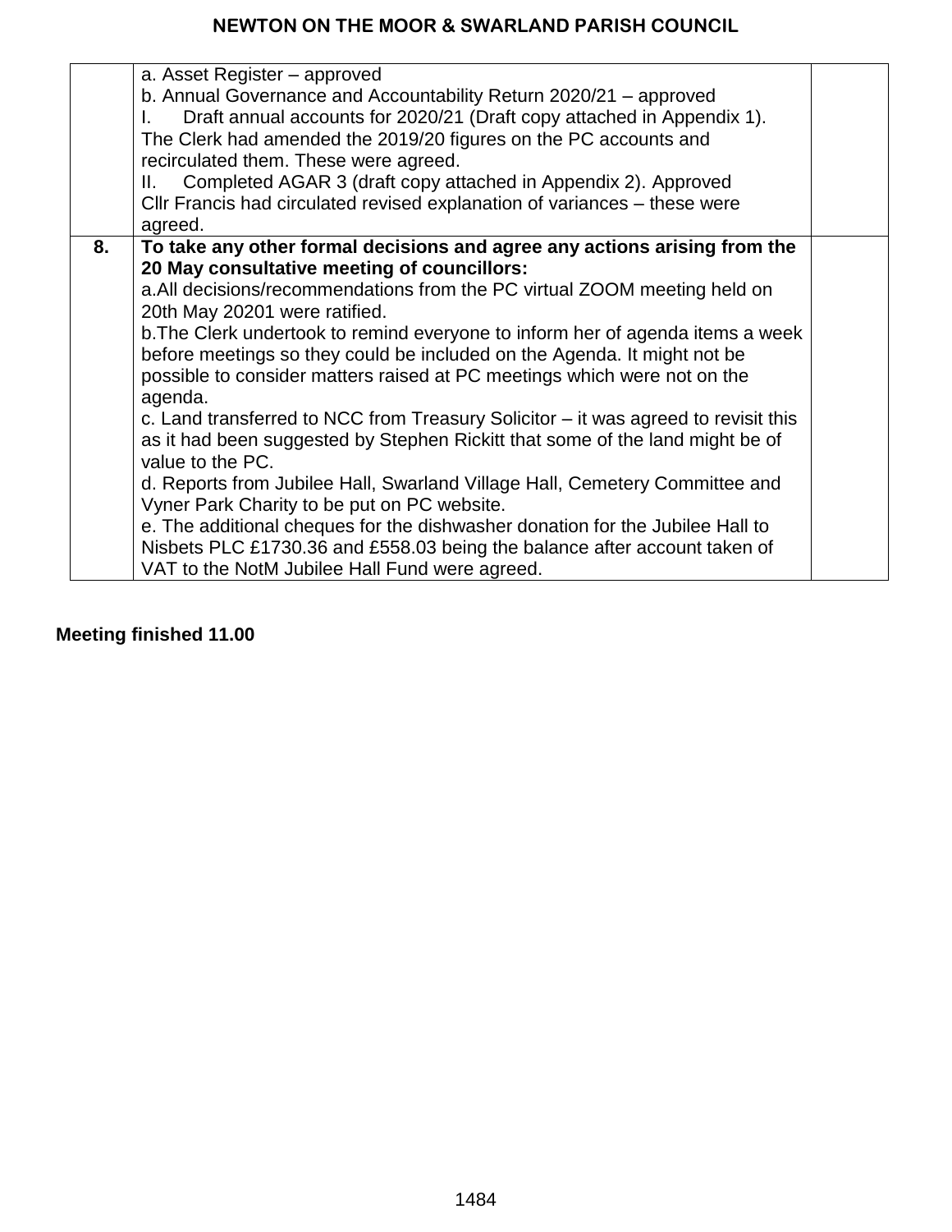| | | |
|---|---|---|
| | a. Asset Register – approved<br>b. Annual Governance and Accountability Return 2020/21 – approved<br>I. Draft annual accounts for 2020/21 (Draft copy attached in Appendix 1). The Clerk had amended the 2019/20 figures on the PC accounts and recirculated them. These were agreed.<br>II. Completed AGAR 3 (draft copy attached in Appendix 2). Approved Cllr Francis had circulated revised explanation of variances – these were agreed. | |
| **8.** | **To take any other formal decisions and agree any actions arising from the 20 May consultative meeting of councillors:**<br>a.All decisions/recommendations from the PC virtual ZOOM meeting held on 20th May 20201 were ratified.<br>b.The Clerk undertook to remind everyone to inform her of agenda items a week before meetings so they could be included on the Agenda. It might not be possible to consider matters raised at PC meetings which were not on the agenda.<br>c. Land transferred to NCC from Treasury Solicitor – it was agreed to revisit this as it had been suggested by Stephen Rickitt that some of the land might be of value to the PC.<br>d. Reports from Jubilee Hall, Swarland Village Hall, Cemetery Committee and Vyner Park Charity to be put on PC website.<br>e. The additional cheques for the dishwasher donation for the Jubilee Hall to Nisbets PLC £1730.36 and £558.03 being the balance after account taken of VAT to the NotM Jubilee Hall Fund were agreed. | |

**Meeting finished 11.00**